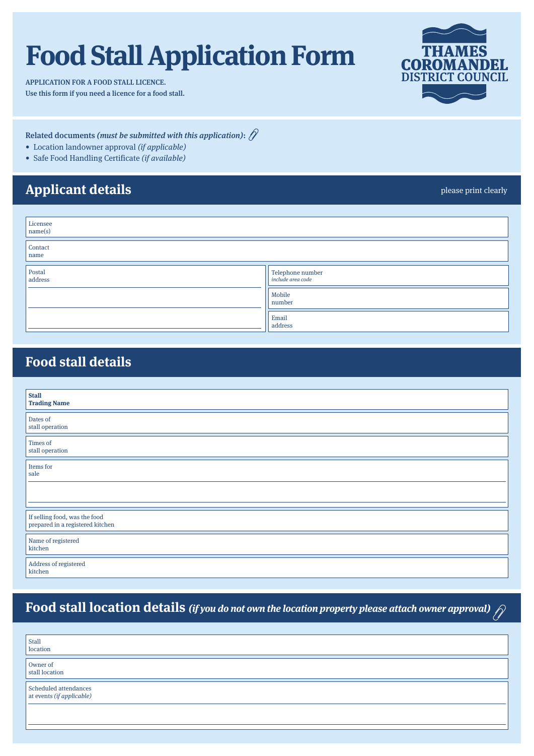# Food Stall Application Form

**THAMES COROMANDEL DISTRICT COUNCIL**

APPLICATION FOR A FOOD STALL LICENCE.
Use this form if you need a licence for a food stall.

**Related documents *(must be submitted with this application)*:**

- Location landowner approval *(if applicable)*
- Safe Food Handling Certificate *(if available)*

## Applicant details

please print clearly

Licensee name(s)

Contact name

Postal address

Telephone number *include area code*

Mobile number

Email address

## Food stall details

**Stall Trading Name**

Dates of stall operation

Times of stall operation

Items for sale

If selling food, was the food prepared in a registered kitchen

Name of registered kitchen

Address of registered kitchen

## Food stall location details *(if you do not own the location property please attach owner approval)*

Stall location

Owner of stall location

Scheduled attendances at events *(if applicable)*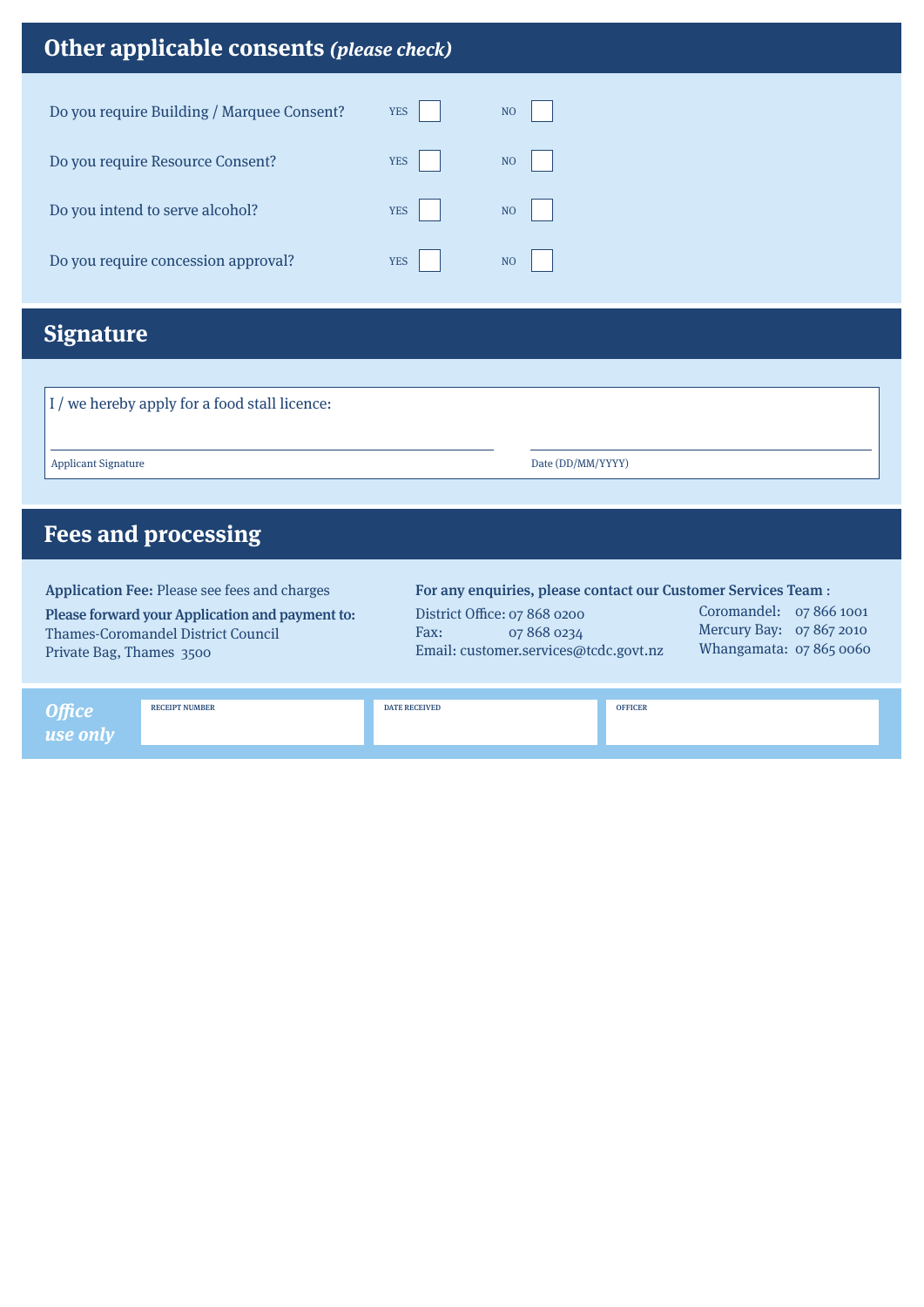## Other applicable consents *(please check)*

| | | |
|---|---|---|
| Do you require Building / Marquee Consent? | YES ☐ | NO ☐ |
| Do you require Resource Consent? | YES ☐ | NO ☐ |
| Do you intend to serve alcohol? | YES ☐ | NO ☐ |
| Do you require concession approval? | YES ☐ | NO ☐ |

## Signature

I / we hereby apply for a food stall licence:

Applicant Signature ______________________

Date (DD/MM/YYYY) ______________________

## Fees and processing

**Application Fee:** Please see fees and charges

**Please forward your Application and payment to:**
Thames-Coromandel District Council
Private Bag, Thames 3500

**For any enquiries, please contact our Customer Services Team :**

District Office: 07 868 0200
Fax: 07 868 0234
Email: customer.services@tcdc.govt.nz

Coromandel: 07 866 1001
Mercury Bay: 07 867 2010
Whangamata: 07 865 0060

***Office use only***

| RECEIPT NUMBER | DATE RECEIVED | OFFICER |
|---|---|---|
| | | |